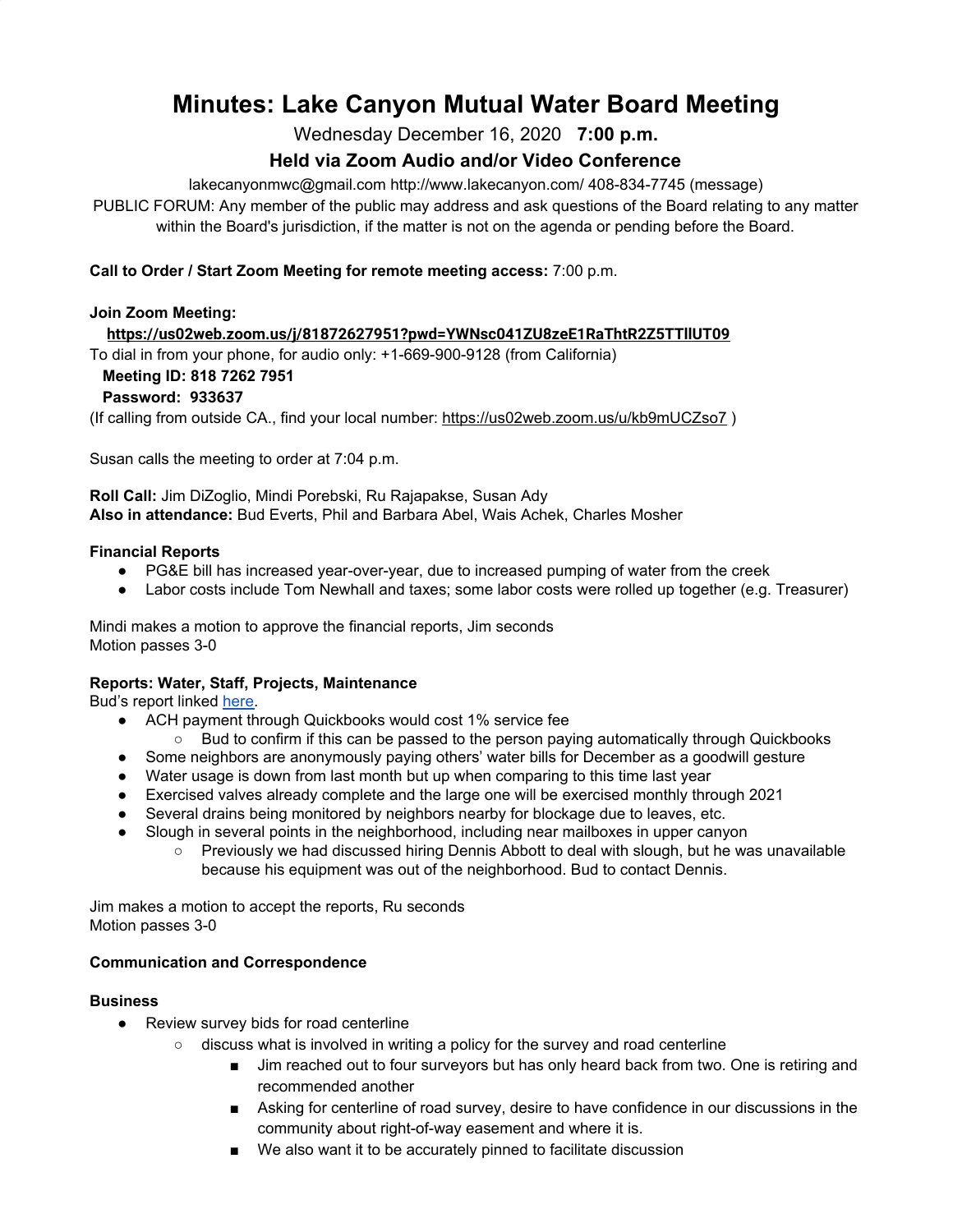# Minutes: Lake Canyon Mutual Water Board Meeting

Wednesday December 16, 2020 **7:00 p.m.**

**Held via Zoom Audio and/or Video Conference**

lakecanyonmwc@gmail.com http://www.lakecanyon.com/ 408-834-7745 (message)

PUBLIC FORUM: Any member of the public may address and ask questions of the Board relating to any matter within the Board's jurisdiction, if the matter is not on the agenda or pending before the Board.

**Call to Order / Start Zoom Meeting for remote meeting access:** 7:00 p.m.

**Join Zoom Meeting:**

**https://us02web.zoom.us/j/81872627951?pwd=YWNsc041ZU8zeE1RaThtR2Z5TTllUT09**

To dial in from your phone, for audio only: +1-669-900-9128 (from California)

**Meeting ID: 818 7262 7951**

**Password: 933637**

(If calling from outside CA., find your local number: https://us02web.zoom.us/u/kb9mUCZso7 )

Susan calls the meeting to order at 7:04 p.m.

**Roll Call:** Jim DiZoglio, Mindi Porebski, Ru Rajapakse, Susan Ady
**Also in attendance:** Bud Everts, Phil and Barbara Abel, Wais Achek, Charles Mosher

**Financial Reports**

- PG&E bill has increased year-over-year, due to increased pumping of water from the creek
- Labor costs include Tom Newhall and taxes; some labor costs were rolled up together (e.g. Treasurer)

Mindi makes a motion to approve the financial reports, Jim seconds
Motion passes 3-0

**Reports: Water, Staff, Projects, Maintenance**

Bud's report linked here.

- ACH payment through Quickbooks would cost 1% service fee
  - Bud to confirm if this can be passed to the person paying automatically through Quickbooks
- Some neighbors are anonymously paying others' water bills for December as a goodwill gesture
- Water usage is down from last month but up when comparing to this time last year
- Exercised valves already complete and the large one will be exercised monthly through 2021
- Several drains being monitored by neighbors nearby for blockage due to leaves, etc.
- Slough in several points in the neighborhood, including near mailboxes in upper canyon
  - Previously we had discussed hiring Dennis Abbott to deal with slough, but he was unavailable because his equipment was out of the neighborhood. Bud to contact Dennis.

Jim makes a motion to accept the reports, Ru seconds
Motion passes 3-0

**Communication and Correspondence**

**Business**

- Review survey bids for road centerline
  - discuss what is involved in writing a policy for the survey and road centerline
    - Jim reached out to four surveyors but has only heard back from two. One is retiring and recommended another
    - Asking for centerline of road survey, desire to have confidence in our discussions in the community about right-of-way easement and where it is.
    - We also want it to be accurately pinned to facilitate discussion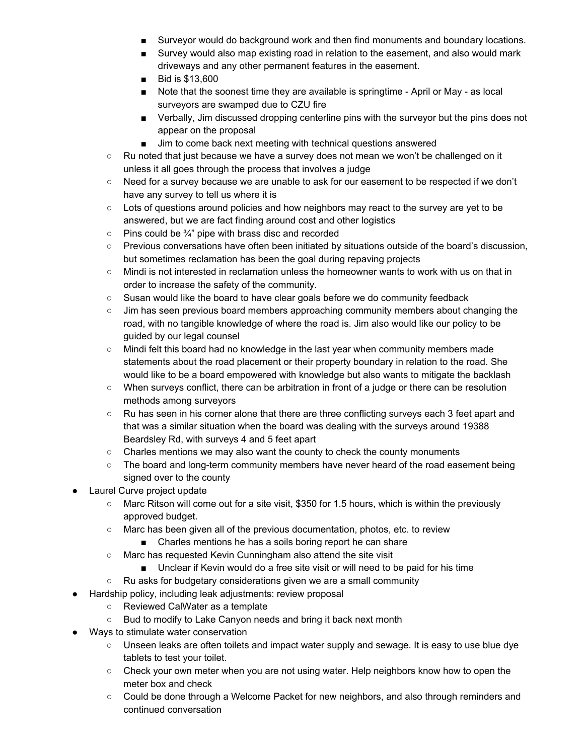- Surveyor would do background work and then find monuments and boundary locations.
        - Survey would also map existing road in relation to the easement, and also would mark driveways and any other permanent features in the easement.
        - Bid is $13,600
        - Note that the soonest time they are available is springtime - April or May - as local surveyors are swamped due to CZU fire
        - Verbally, Jim discussed dropping centerline pins with the surveyor but the pins does not appear on the proposal
        - Jim to come back next meeting with technical questions answered
    - Ru noted that just because we have a survey does not mean we won't be challenged on it unless it all goes through the process that involves a judge
    - Need for a survey because we are unable to ask for our easement to be respected if we don't have any survey to tell us where it is
    - Lots of questions around policies and how neighbors may react to the survey are yet to be answered, but we are fact finding around cost and other logistics
    - Pins could be ¾" pipe with brass disc and recorded
    - Previous conversations have often been initiated by situations outside of the board's discussion, but sometimes reclamation has been the goal during repaving projects
    - Mindi is not interested in reclamation unless the homeowner wants to work with us on that in order to increase the safety of the community.
    - Susan would like the board to have clear goals before we do community feedback
    - Jim has seen previous board members approaching community members about changing the road, with no tangible knowledge of where the road is. Jim also would like our policy to be guided by our legal counsel
    - Mindi felt this board had no knowledge in the last year when community members made statements about the road placement or their property boundary in relation to the road. She would like to be a board empowered with knowledge but also wants to mitigate the backlash
    - When surveys conflict, there can be arbitration in front of a judge or there can be resolution methods among surveyors
    - Ru has seen in his corner alone that there are three conflicting surveys each 3 feet apart and that was a similar situation when the board was dealing with the surveys around 19388 Beardsley Rd, with surveys 4 and 5 feet apart
    - Charles mentions we may also want the county to check the county monuments
    - The board and long-term community members have never heard of the road easement being signed over to the county
- Laurel Curve project update
    - Marc Ritson will come out for a site visit, $350 for 1.5 hours, which is within the previously approved budget.
    - Marc has been given all of the previous documentation, photos, etc. to review
        - Charles mentions he has a soils boring report he can share
    - Marc has requested Kevin Cunningham also attend the site visit
        - Unclear if Kevin would do a free site visit or will need to be paid for his time
    - Ru asks for budgetary considerations given we are a small community
- Hardship policy, including leak adjustments: review proposal
    - Reviewed CalWater as a template
    - Bud to modify to Lake Canyon needs and bring it back next month
- Ways to stimulate water conservation
    - Unseen leaks are often toilets and impact water supply and sewage. It is easy to use blue dye tablets to test your toilet.
    - Check your own meter when you are not using water. Help neighbors know how to open the meter box and check
    - Could be done through a Welcome Packet for new neighbors, and also through reminders and continued conversation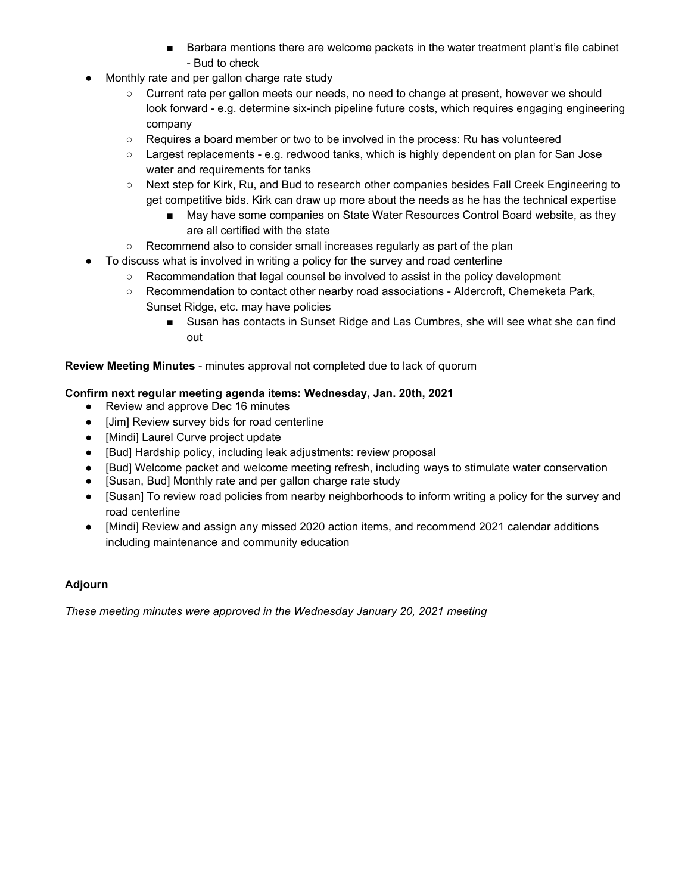- Barbara mentions there are welcome packets in the water treatment plant's file cabinet - Bud to check
- Monthly rate and per gallon charge rate study
    - Current rate per gallon meets our needs, no need to change at present, however we should look forward - e.g. determine six-inch pipeline future costs, which requires engaging engineering company
    - Requires a board member or two to be involved in the process: Ru has volunteered
    - Largest replacements - e.g. redwood tanks, which is highly dependent on plan for San Jose water and requirements for tanks
    - Next step for Kirk, Ru, and Bud to research other companies besides Fall Creek Engineering to get competitive bids. Kirk can draw up more about the needs as he has the technical expertise
        - May have some companies on State Water Resources Control Board website, as they are all certified with the state
    - Recommend also to consider small increases regularly as part of the plan
- To discuss what is involved in writing a policy for the survey and road centerline
    - Recommendation that legal counsel be involved to assist in the policy development
    - Recommendation to contact other nearby road associations - Aldercroft, Chemeketa Park, Sunset Ridge, etc. may have policies
        - Susan has contacts in Sunset Ridge and Las Cumbres, she will see what she can find out

**Review Meeting Minutes** - minutes approval not completed due to lack of quorum

**Confirm next regular meeting agenda items: Wednesday, Jan. 20th, 2021**

- Review and approve Dec 16 minutes
- [Jim] Review survey bids for road centerline
- [Mindi] Laurel Curve project update
- [Bud] Hardship policy, including leak adjustments: review proposal
- [Bud] Welcome packet and welcome meeting refresh, including ways to stimulate water conservation
- [Susan, Bud] Monthly rate and per gallon charge rate study
- [Susan] To review road policies from nearby neighborhoods to inform writing a policy for the survey and road centerline
- [Mindi] Review and assign any missed 2020 action items, and recommend 2021 calendar additions including maintenance and community education

**Adjourn**

*These meeting minutes were approved in the Wednesday January 20, 2021 meeting*